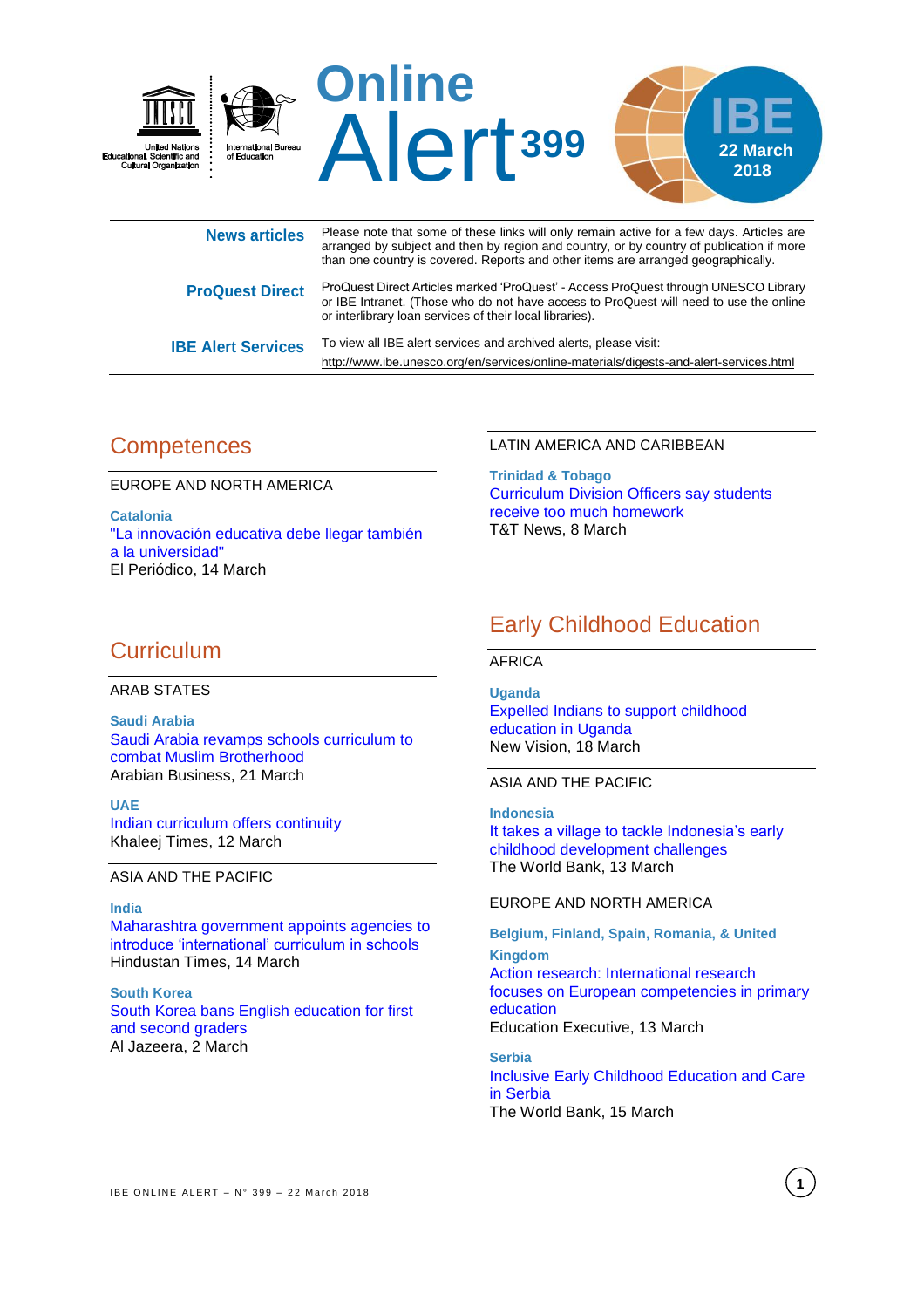# Online Alert 399

United Nations Educational, Scientific and Cultural Organization

International Bureau of Education

IBE 22 March 2018

| | |
|---|---|
| **News articles** | Please note that some of these links will only remain active for a few days. Articles are arranged by subject and then by region and country, or by country of publication if more than one country is covered. Reports and other items are arranged geographically. |
| **ProQuest Direct** | ProQuest Direct Articles marked 'ProQuest' - Access ProQuest through UNESCO Library or IBE Intranet. (Those who do not have access to ProQuest will need to use the online or interlibrary loan services of their local libraries). |
| **IBE Alert Services** | To view all IBE alert services and archived alerts, please visit: http://www.ibe.unesco.org/en/services/online-materials/digests-and-alert-services.html |

## Competences

EUROPE AND NORTH AMERICA

**Catalonia**
"La innovación educativa debe llegar también a la universidad"
El Periódico, 14 March

LATIN AMERICA AND CARIBBEAN

**Trinidad & Tobago**
Curriculum Division Officers say students receive too much homework
T&T News, 8 March

## Curriculum

ARAB STATES

**Saudi Arabia**
Saudi Arabia revamps schools curriculum to combat Muslim Brotherhood
Arabian Business, 21 March

**UAE**
Indian curriculum offers continuity
Khaleej Times, 12 March

ASIA AND THE PACIFIC

**India**
Maharashtra government appoints agencies to introduce 'international' curriculum in schools
Hindustan Times, 14 March

**South Korea**
South Korea bans English education for first and second graders
Al Jazeera, 2 March

## Early Childhood Education

AFRICA

**Uganda**
Expelled Indians to support childhood education in Uganda
New Vision, 18 March

ASIA AND THE PACIFIC

**Indonesia**
It takes a village to tackle Indonesia's early childhood development challenges
The World Bank, 13 March

EUROPE AND NORTH AMERICA

**Belgium, Finland, Spain, Romania, & United Kingdom**
Action research: International research focuses on European competencies in primary education
Education Executive, 13 March

**Serbia**
Inclusive Early Childhood Education and Care in Serbia
The World Bank, 15 March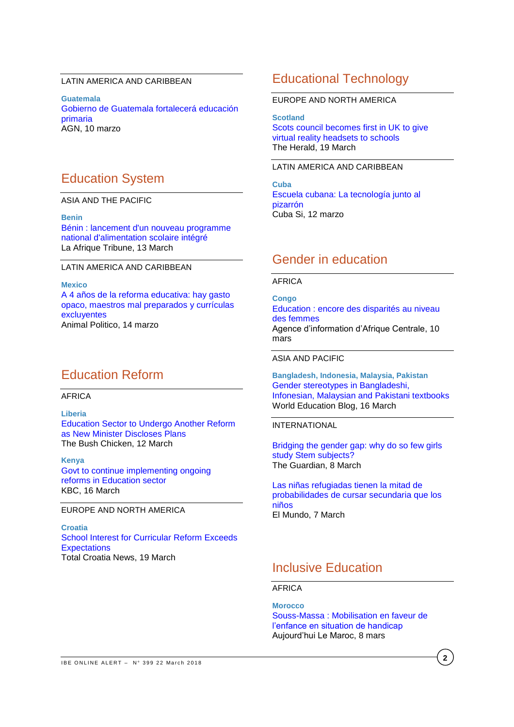LATIN AMERICA AND CARIBBEAN

**Guatemala**
Gobierno de Guatemala fortalecerá educación primaria
AGN, 10 marzo

## Education System

ASIA AND THE PACIFIC

**Benin**
Bénin : lancement d'un nouveau programme national d'alimentation scolaire intégré
La Afrique Tribune, 13 March

LATIN AMERICA AND CARIBBEAN

**Mexico**
A 4 años de la reforma educativa: hay gasto opaco, maestros mal preparados y currículas excluyentes
Animal Politico, 14 marzo

## Education Reform

AFRICA

**Liberia**
Education Sector to Undergo Another Reform as New Minister Discloses Plans
The Bush Chicken, 12 March

**Kenya**
Govt to continue implementing ongoing reforms in Education sector
KBC, 16 March

EUROPE AND NORTH AMERICA

**Croatia**
School Interest for Curricular Reform Exceeds Expectations
Total Croatia News, 19 March

## Educational Technology

EUROPE AND NORTH AMERICA

**Scotland**
Scots council becomes first in UK to give virtual reality headsets to schools
The Herald, 19 March

LATIN AMERICA AND CARIBBEAN

**Cuba**
Escuela cubana: La tecnología junto al pizarrón
Cuba Si, 12 marzo

## Gender in education

AFRICA

**Congo**
Education : encore des disparités au niveau des femmes
Agence d'information d'Afrique Centrale, 10 mars

ASIA AND PACIFIC

**Bangladesh, Indonesia, Malaysia, Pakistan**
Gender stereotypes in Bangladeshi, Infonesian, Malaysian and Pakistani textbooks
World Education Blog, 16 March

INTERNATIONAL

Bridging the gender gap: why do so few girls study Stem subjects?
The Guardian, 8 March

Las niñas refugiadas tienen la mitad de probabilidades de cursar secundaria que los niños
El Mundo, 7 March

## Inclusive Education

AFRICA

**Morocco**
Souss-Massa : Mobilisation en faveur de l'enfance en situation de handicap
Aujourd'hui Le Maroc, 8 mars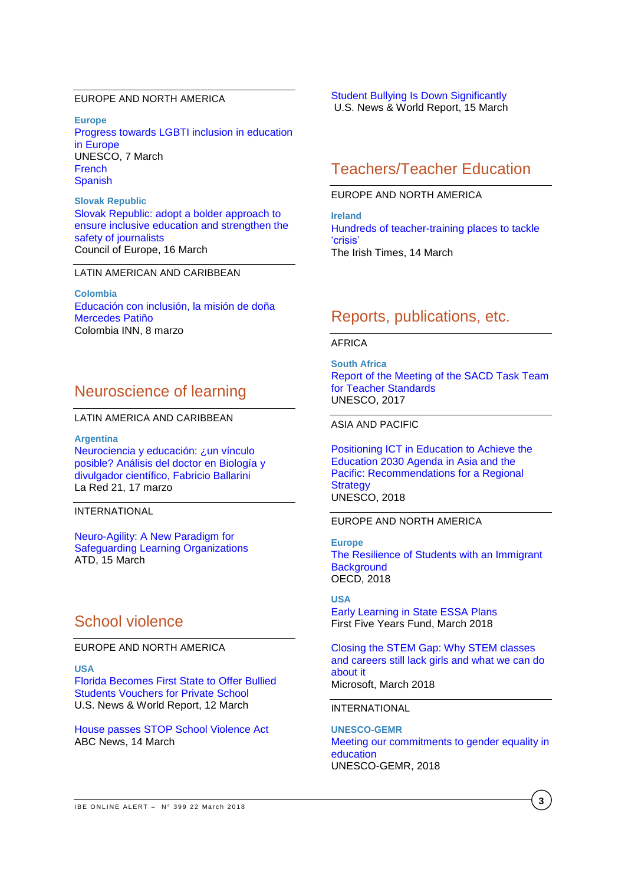EUROPE AND NORTH AMERICA

**Europe**
Progress towards LGBTI inclusion in education in Europe
UNESCO, 7 March
French
Spanish

**Slovak Republic**
Slovak Republic: adopt a bolder approach to ensure inclusive education and strengthen the safety of journalists
Council of Europe, 16 March

LATIN AMERICAN AND CARIBBEAN

**Colombia**
Educación con inclusión, la misión de doña Mercedes Patiño
Colombia INN, 8 marzo

## Neuroscience of learning

LATIN AMERICA AND CARIBBEAN

**Argentina**
Neurociencia y educación: ¿un vínculo posible? Análisis del doctor en Biología y divulgador científico, Fabricio Ballarini
La Red 21, 17 marzo

INTERNATIONAL

Neuro-Agility: A New Paradigm for Safeguarding Learning Organizations
ATD, 15 March

## School violence

EUROPE AND NORTH AMERICA

**USA**
Florida Becomes First State to Offer Bullied Students Vouchers for Private School
U.S. News & World Report, 12 March

House passes STOP School Violence Act
ABC News, 14 March

Student Bullying Is Down Significantly
U.S. News & World Report, 15 March

## Teachers/Teacher Education

EUROPE AND NORTH AMERICA

**Ireland**
Hundreds of teacher-training places to tackle 'crisis'
The Irish Times, 14 March

## Reports, publications, etc.

AFRICA

**South Africa**
Report of the Meeting of the SACD Task Team for Teacher Standards
UNESCO, 2017

ASIA AND PACIFIC

Positioning ICT in Education to Achieve the Education 2030 Agenda in Asia and the Pacific: Recommendations for a Regional Strategy
UNESCO, 2018

EUROPE AND NORTH AMERICA

**Europe**
The Resilience of Students with an Immigrant Background
OECD, 2018

**USA**
Early Learning in State ESSA Plans
First Five Years Fund, March 2018

Closing the STEM Gap: Why STEM classes and careers still lack girls and what we can do about it
Microsoft, March 2018

INTERNATIONAL

**UNESCO-GEMR**
Meeting our commitments to gender equality in education
UNESCO-GEMR, 2018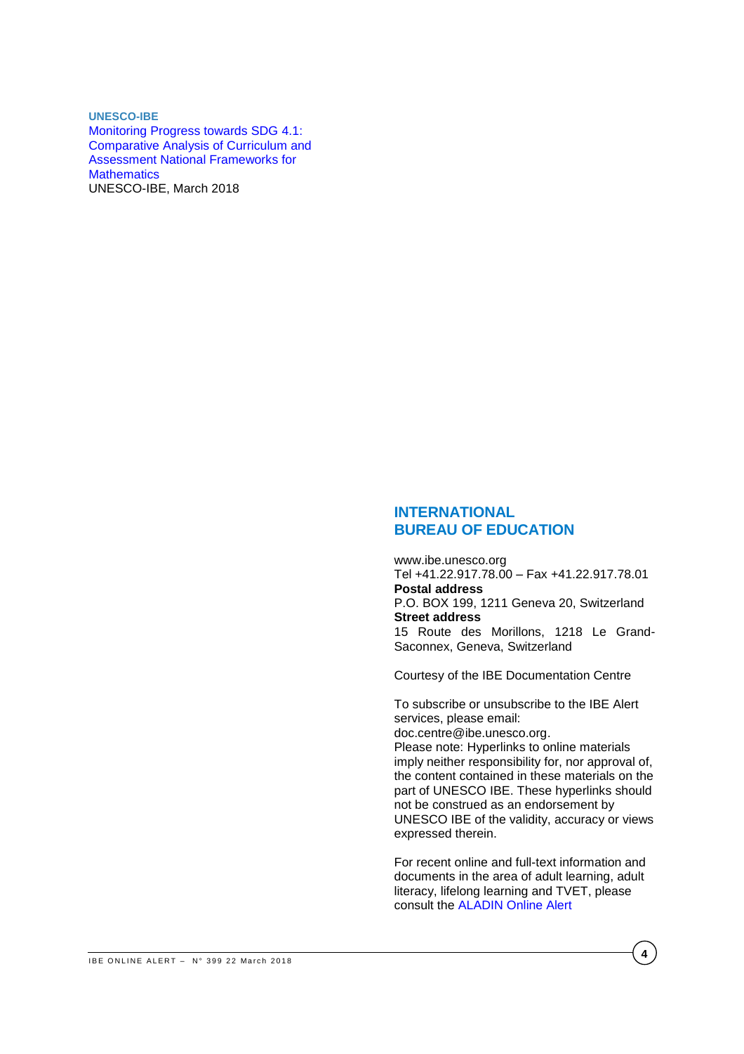**UNESCO-IBE**

Monitoring Progress towards SDG 4.1: Comparative Analysis of Curriculum and Assessment National Frameworks for Mathematics

UNESCO-IBE, March 2018

## INTERNATIONAL BUREAU OF EDUCATION

www.ibe.unesco.org

Tel +41.22.917.78.00 – Fax +41.22.917.78.01

**Postal address**

P.O. BOX 199, 1211 Geneva 20, Switzerland

**Street address**

15 Route des Morillons, 1218 Le Grand-Saconnex, Geneva, Switzerland

Courtesy of the IBE Documentation Centre

To subscribe or unsubscribe to the IBE Alert services, please email: doc.centre@ibe.unesco.org.

Please note: Hyperlinks to online materials imply neither responsibility for, nor approval of, the content contained in these materials on the part of UNESCO IBE. These hyperlinks should not be construed as an endorsement by UNESCO IBE of the validity, accuracy or views expressed therein.

For recent online and full-text information and documents in the area of adult learning, adult literacy, lifelong learning and TVET, please consult the ALADIN Online Alert